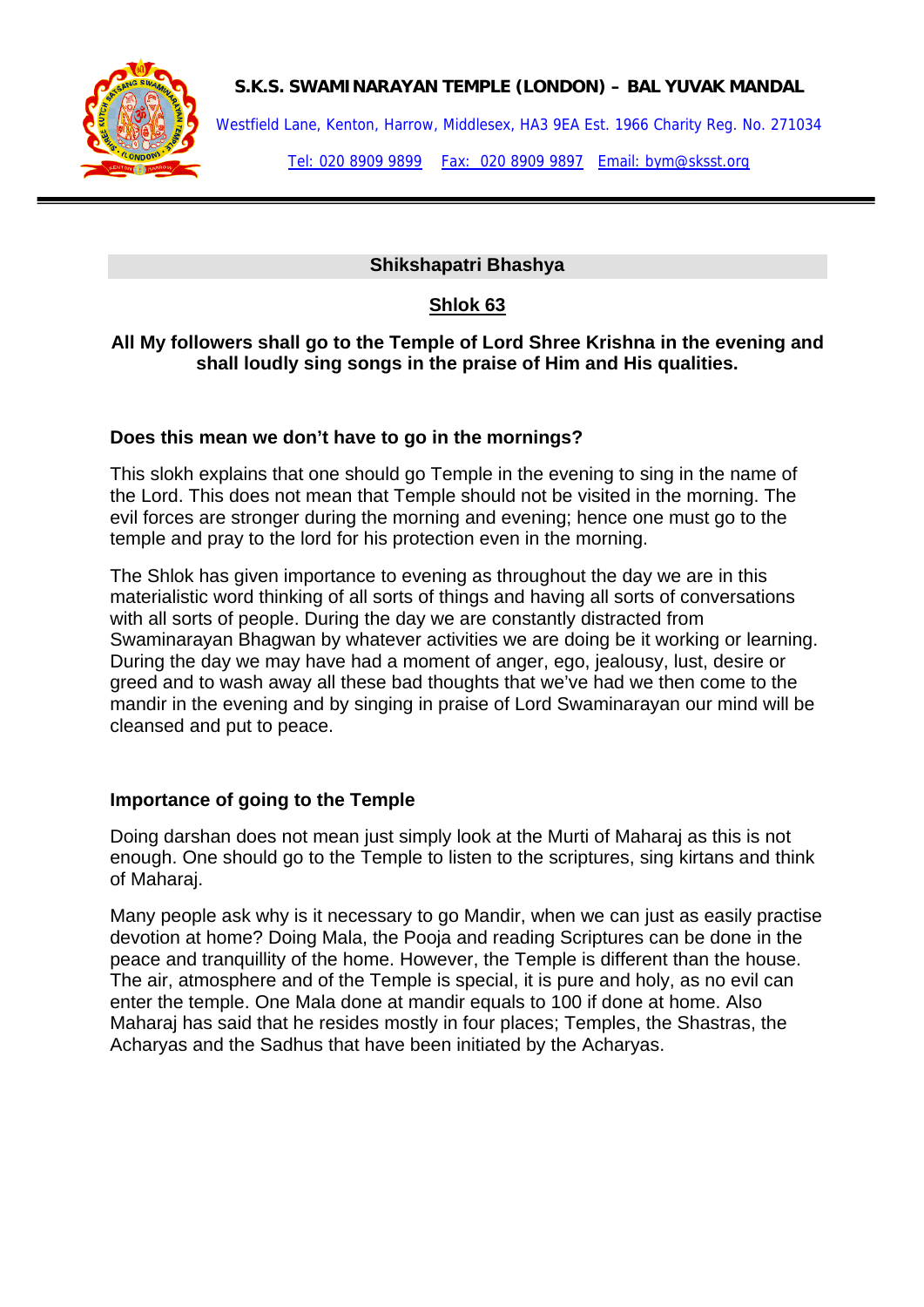**S.K.S. SWAMINARAYAN TEMPLE (LONDON) – BAL YUVAK MANDAL**

Westfield Lane, Kenton, Harrow, Middlesex, HA3 9EA Est. 1966 Charity Reg. No. 271034

Tel: 020 8909 9899 Fax: 020 8909 9897 Email: bym@sksst.org

---

## Shikshapatri Bhashya

### Shlok 63

**All My followers shall go to the Temple of Lord Shree Krishna in the evening and shall loudly sing songs in the praise of Him and His qualities.**

### Does this mean we don't have to go in the mornings?

This slokh explains that one should go Temple in the evening to sing in the name of the Lord. This does not mean that Temple should not be visited in the morning. The evil forces are stronger during the morning and evening; hence one must go to the temple and pray to the lord for his protection even in the morning.

The Shlok has given importance to evening as throughout the day we are in this materialistic word thinking of all sorts of things and having all sorts of conversations with all sorts of people. During the day we are constantly distracted from Swaminarayan Bhagwan by whatever activities we are doing be it working or learning. During the day we may have had a moment of anger, ego, jealousy, lust, desire or greed and to wash away all these bad thoughts that we've had we then come to the mandir in the evening and by singing in praise of Lord Swaminarayan our mind will be cleansed and put to peace.

### Importance of going to the Temple

Doing darshan does not mean just simply look at the Murti of Maharaj as this is not enough. One should go to the Temple to listen to the scriptures, sing kirtans and think of Maharaj.

Many people ask why is it necessary to go Mandir, when we can just as easily practise devotion at home? Doing Mala, the Pooja and reading Scriptures can be done in the peace and tranquillity of the home. However, the Temple is different than the house. The air, atmosphere and of the Temple is special, it is pure and holy, as no evil can enter the temple. One Mala done at mandir equals to 100 if done at home. Also Maharaj has said that he resides mostly in four places; Temples, the Shastras, the Acharyas and the Sadhus that have been initiated by the Acharyas.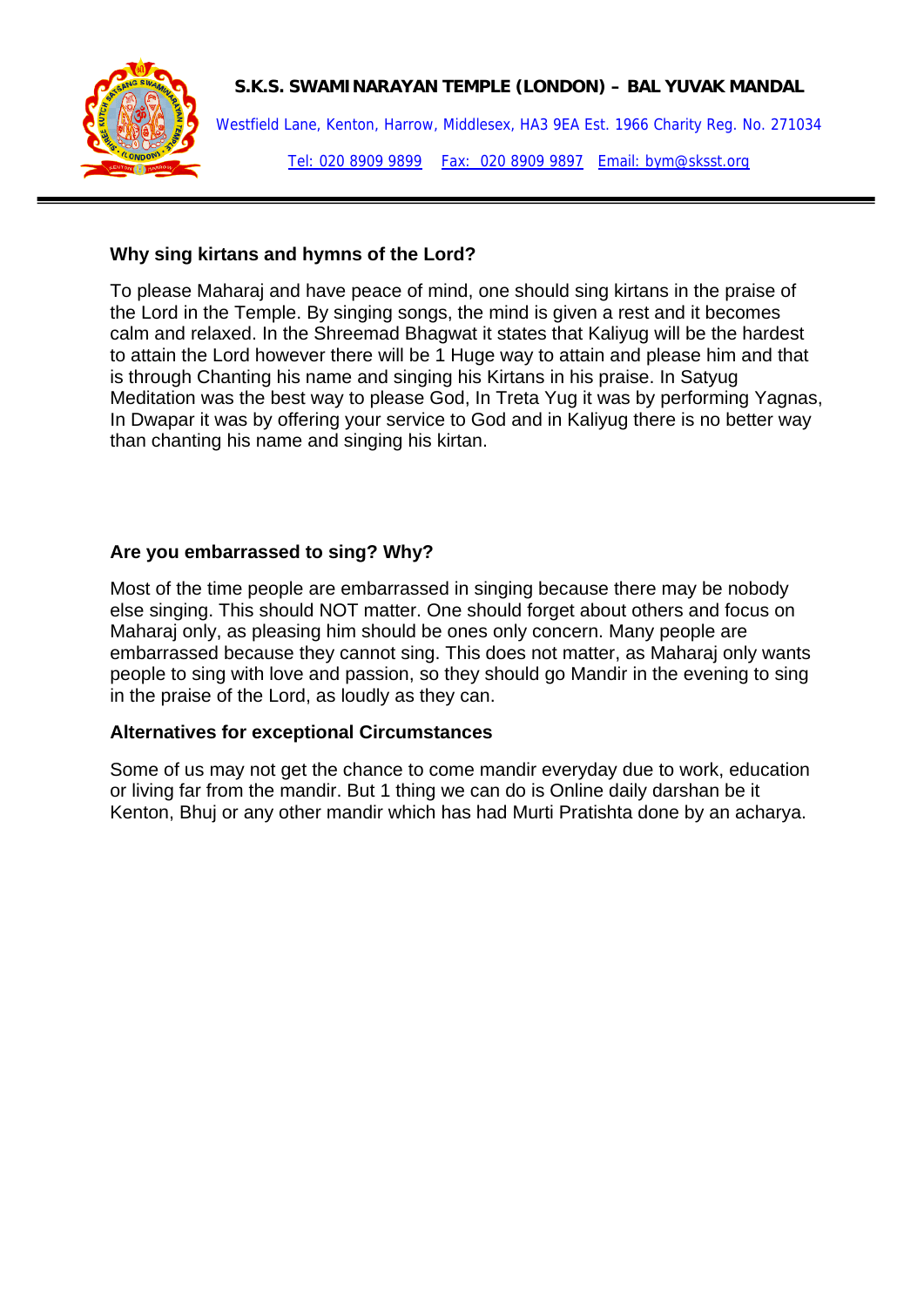**S.K.S. SWAMINARAYAN TEMPLE (LONDON) – BAL YUVAK MANDAL**

Westfield Lane, Kenton, Harrow, Middlesex, HA3 9EA Est. 1966 Charity Reg. No. 271034

Tel: 020 8909 9899 Fax: 020 8909 9897 Email: bym@sksst.org

---

### Why sing kirtans and hymns of the Lord?

To please Maharaj and have peace of mind, one should sing kirtans in the praise of the Lord in the Temple. By singing songs, the mind is given a rest and it becomes calm and relaxed. In the Shreemad Bhagwat it states that Kaliyug will be the hardest to attain the Lord however there will be 1 Huge way to attain and please him and that is through Chanting his name and singing his Kirtans in his praise. In Satyug Meditation was the best way to please God, In Treta Yug it was by performing Yagnas, In Dwapar it was by offering your service to God and in Kaliyug there is no better way than chanting his name and singing his kirtan.

### Are you embarrassed to sing? Why?

Most of the time people are embarrassed in singing because there may be nobody else singing. This should NOT matter. One should forget about others and focus on Maharaj only, as pleasing him should be ones only concern. Many people are embarrassed because they cannot sing. This does not matter, as Maharaj only wants people to sing with love and passion, so they should go Mandir in the evening to sing in the praise of the Lord, as loudly as they can.

### Alternatives for exceptional Circumstances

Some of us may not get the chance to come mandir everyday due to work, education or living far from the mandir. But 1 thing we can do is Online daily darshan be it Kenton, Bhuj or any other mandir which has had Murti Pratishta done by an acharya.